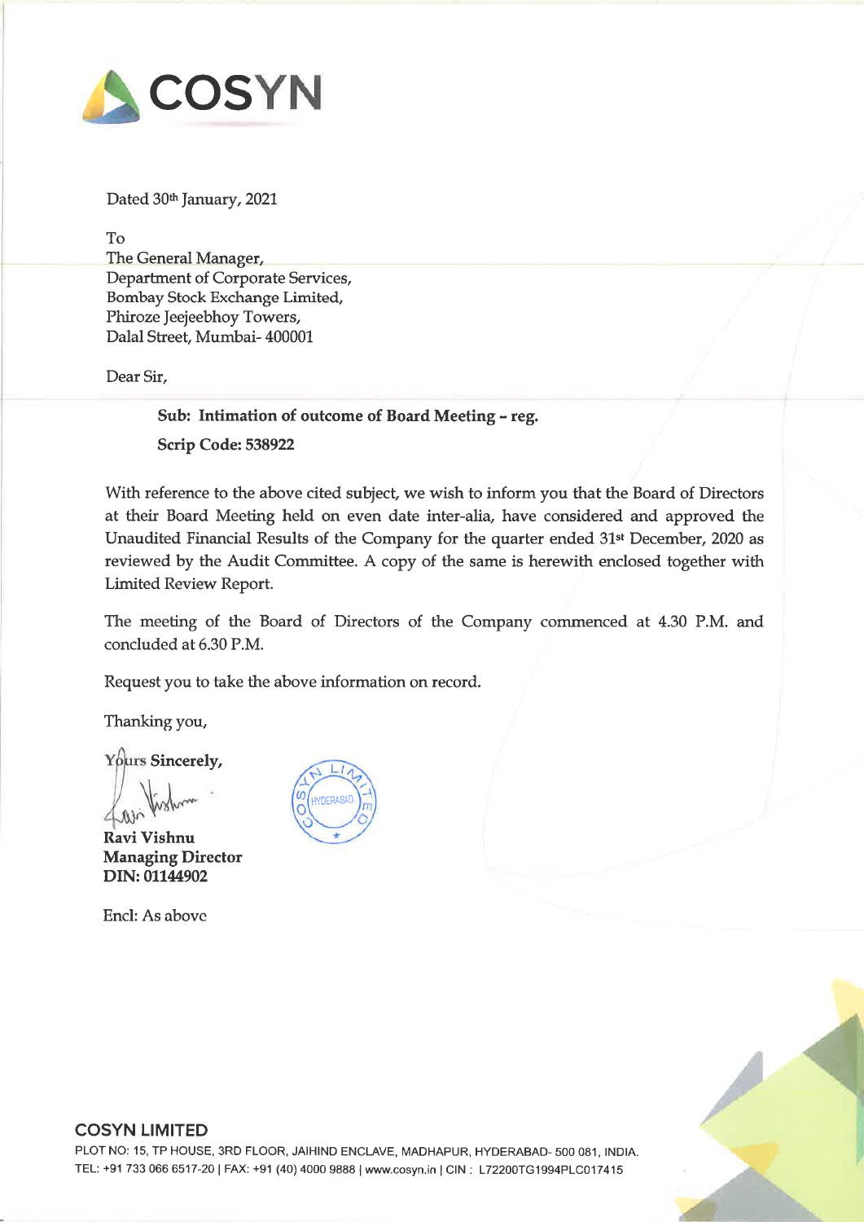# COSYN

Dated 30th January, 2021

To
The General Manager,
Department of Corporate Services,
Bombay Stock Exchange Limited,
Phiroze Jeejeebhoy Towers,
Dalal Street, Mumbai- 400001

Dear Sir,

**Sub: Intimation of outcome of Board Meeting – reg.**

**Scrip Code: 538922**

With reference to the above cited subject, we wish to inform you that the Board of Directors at their Board Meeting held on even date inter-alia, have considered and approved the Unaudited Financial Results of the Company for the quarter ended 31st December, 2020 as reviewed by the Audit Committee. A copy of the same is herewith enclosed together with Limited Review Report.

The meeting of the Board of Directors of the Company commenced at 4.30 P.M. and concluded at 6.30 P.M.

Request you to take the above information on record.

Thanking you,

Yours **Sincerely,**

**Ravi Vishnu**
**Managing Director**
**DIN: 01144902**

Encl: As above

**COSYN LIMITED**
PLOT NO: 15, TP HOUSE, 3RD FLOOR, JAIHIND ENCLAVE, MADHAPUR, HYDERABAD- 500 081, INDIA.
TEL: +91 733 066 6517-20 | FAX: +91 (40) 4000 9888 | www.cosyn.in | CIN : L72200TG1994PLC017415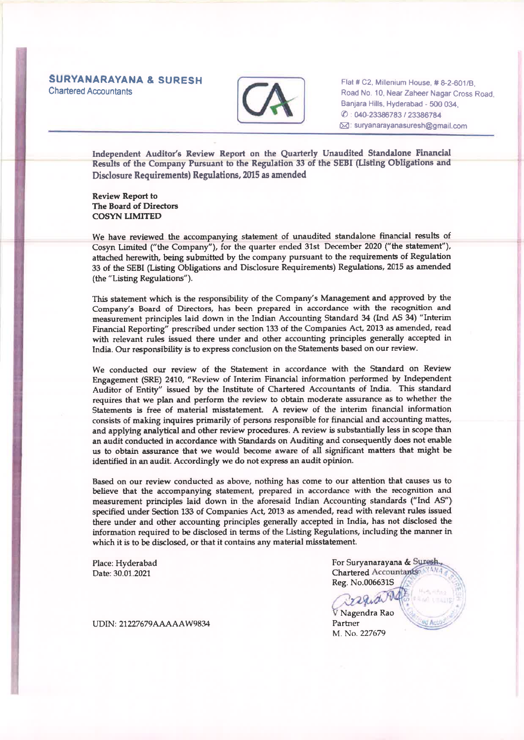**SURYANARAYANA & SURESH**
Chartered Accountants

Flat # C2, Millenium House, # 8-2-601/B,
Road No. 10, Near Zaheer Nagar Cross Road,
Banjara Hills, Hyderabad - 500 034,
✆ : 040-23386783 / 23386784
✉: suryanarayanasuresh@gmail.com

---

**Independent Auditor's Review Report on the Quarterly Unaudited Standalone Financial Results of the Company Pursuant to the Regulation 33 of the SEBI (Listing Obligations and Disclosure Requirements) Regulations, 2015 as amended**

**Review Report to**
**The Board of Directors**
**COSYN LIMITED**

We have reviewed the accompanying statement of unaudited standalone financial results of Cosyn Limited ("the Company"), for the quarter ended 31st December 2020 ("the statement"), attached herewith, being submitted by the company pursuant to the requirements of Regulation 33 of the SEBI (Listing Obligations and Disclosure Requirements) Regulations, 2015 as amended (the "Listing Regulations").

This statement which is the responsibility of the Company's Management and approved by the Company's Board of Directors, has been prepared in accordance with the recognition and measurement principles laid down in the Indian Accounting Standard 34 (Ind AS 34) "Interim Financial Reporting" prescribed under section 133 of the Companies Act, 2013 as amended, read with relevant rules issued there under and other accounting principles generally accepted in India. Our responsibility is to express conclusion on the Statements based on our review.

We conducted our review of the Statement in accordance with the Standard on Review Engagement (SRE) 2410, "Review of Interim Financial information performed by Independent Auditor of Entity" issued by the Institute of Chartered Accountants of India. This standard requires that we plan and perform the review to obtain moderate assurance as to whether the Statements is free of material misstatement. A review of the interim financial information consists of making inquires primarily of persons responsible for financial and accounting mattes, and applying analytical and other review procedures. A review is substantially less in scope than an audit conducted in accordance with Standards on Auditing and consequently does not enable us to obtain assurance that we would become aware of all significant matters that might be identified in an audit. Accordingly we do not express an audit opinion.

Based on our review conducted as above, nothing has come to our attention that causes us to believe that the accompanying statement, prepared in accordance with the recognition and measurement principles laid down in the aforesaid Indian Accounting standards ("Ind AS") specified under Section 133 of Companies Act, 2013 as amended, read with relevant rules issued there under and other accounting principles generally accepted in India, has not disclosed the information required to be disclosed in terms of the Listing Regulations, including the manner in which it is to be disclosed, or that it contains any material misstatement.

Place: Hyderabad
Date: 30.01.2021

For Suryanarayana & Suresh,
Chartered Accountants
Reg. No.006631S

V Nagendra Rao
Partner
M. No. 227679

UDIN: 21227679AAAAAW9834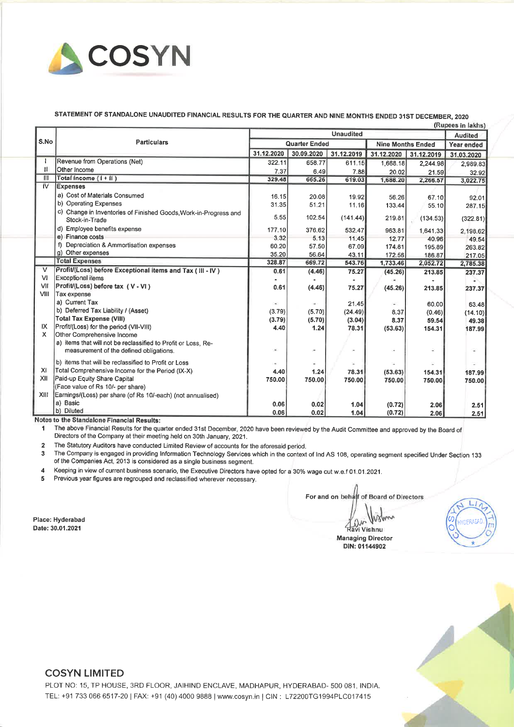# COSYN

## STATEMENT OF STANDALONE UNAUDITED FINANCIAL RESULTS FOR THE QUARTER AND NINE MONTHS ENDED 31ST DECEMBER, 2020

(Rupees in lakhs)

| S.No | Particulars | Unaudited | | | | | Audited |
|---|---|---|---|---|---|---|---|
| | | Quarter Ended | | | Nine Months Ended | | Year ended |
| | | 31.12.2020 | 30.09.2020 | 31.12.2019 | 31.12.2020 | 31.12.2019 | 31.03.2020 |
| I | Revenue from Operations (Net) | 322.11 | 658.77 | 611.15 | 1,668.18 | 2,244.98 | 2,989.83 |
| II | Other Income | 7.37 | 6.49 | 7.88 | 20.02 | 21.59 | 32.92 |
| III | Total Income ( I + II ) | 329.48 | 665.26 | 619.03 | 1,688.20 | 2,266.57 | 3,022.75 |
| IV | Expenses | | | | | | |
| | a) Cost of Materials Consumed | 16.15 | 20.08 | 19.92 | 56.26 | 67.10 | 92.01 |
| | b) Operating Expenses | 31.35 | 51.21 | 11.16 | 133.44 | 55.10 | 287.15 |
| | c) Change in Inventories of Finished Goods,Work-in-Progress and Stock-in-Trade | 5.55 | 102.54 | (141.44) | 219.81 | (134.53) | (322.81) |
| | d) Employee benefits expense | 177.10 | 376.62 | 532.47 | 963.81 | 1,641.33 | 2,198.62 |
| | e) Finance costs | 3.32 | 5.13 | 11.45 | 12.77 | 40.96 | 49.54 |
| | f) Depreciation & Ammortisation expenses | 60.20 | 57.50 | 67.09 | 174.81 | 195.89 | 263.82 |
| | g) Other expenses | 35.20 | 56.64 | 43.11 | 172.56 | 186.87 | 217.05 |
| | Total Expenses | 328.87 | 669.72 | 543.76 | 1,733.46 | 2,052.72 | 2,785.38 |
| V | Profit/(Loss) before Exceptional items and Tax ( III - IV ) | 0.61 | (4.46) | 75.27 | (45.26) | 213.85 | 237.37 |
| VI | Exceptional items | - | - | - | - | - | - |
| VII | Profit/(Loss) before tax ( V - VI ) | 0.61 | (4.46) | 75.27 | (45.26) | 213.85 | 237.37 |
| VIII | Tax expense | | | | | | |
| | a) Current Tax | - | - | 21.45 | - | 60.00 | 63.48 |
| | b) Deferred Tax Liability / (Asset) | (3.79) | (5.70) | (24.49) | 8.37 | (0.46) | (14.10) |
| | Total Tax Expense (VIII) | (3.79) | (5.70) | (3.04) | 8.37 | 59.54 | 49.38 |
| IX | Profit/(Loss) for the period (VII-VIII) | 4.40 | 1.24 | 78.31 | (53.63) | 154.31 | 187.99 |
| X | Other Comprehensive Income | | | | | | |
| | a) items that will not be reclassified to Profit or Loss, Re-measurement of the defined obligations. | - | - | - | - | - | - |
| | b) items that will be reclassified to Profit or Loss | - | - | - | - | - | - |
| XI | Total Comprehensive Income for the Period (IX-X) | 4.40 | 1.24 | 78.31 | (53.63) | 154.31 | 187.99 |
| XII | Paid-up Equity Share Capital (Face value of Rs 10/- per share) | 750.00 | 750.00 | 750.00 | 750.00 | 750.00 | 750.00 |
| XIII | Earnings/(Loss) per share (of Rs 10/-each) (not annualised) | | | | | | |
| | a) Basic | 0.06 | 0.02 | 1.04 | (0.72) | 2.06 | 2.51 |
| | b) Diluted | 0.06 | 0.02 | 1.04 | (0.72) | 2.06 | 2.51 |

**Notes to the Standalone Financial Results:**

1. The above Financial Results for the quarter ended 31st December, 2020 have been reviewed by the Audit Committee and approved by the Board of Directors of the Company at their meeting held on 30th January, 2021.
2. The Statutory Auditors have conducted Limited Review of accounts for the aforesaid period.
3. The Company is engaged in providing Information Technology Services which in the context of Ind AS 108, operating segment specified Under Section 133 of the Companies Act, 2013 is considered as a single business segment.
4. Keeping in view of current business scenario, the Executive Directors have opted for a 30% wage cut w.e.f 01.01.2021.
5. Previous year figures are regrouped and reclassified wherever necessary.

For and on behalf of Board of Directors

Ravi Vishnu
Managing Director
DIN: 01144902

Place: Hyderabad
Date: 30.01.2021

**COSYN LIMITED**

PLOT NO: 15, TP HOUSE, 3RD FLOOR, JAIHIND ENCLAVE, MADHAPUR, HYDERABAD- 500 081, INDIA.
TEL: +91 733 066 6517-20 | FAX: +91 (40) 4000 9888 | www.cosyn.in | CIN : L72200TG1994PLC017415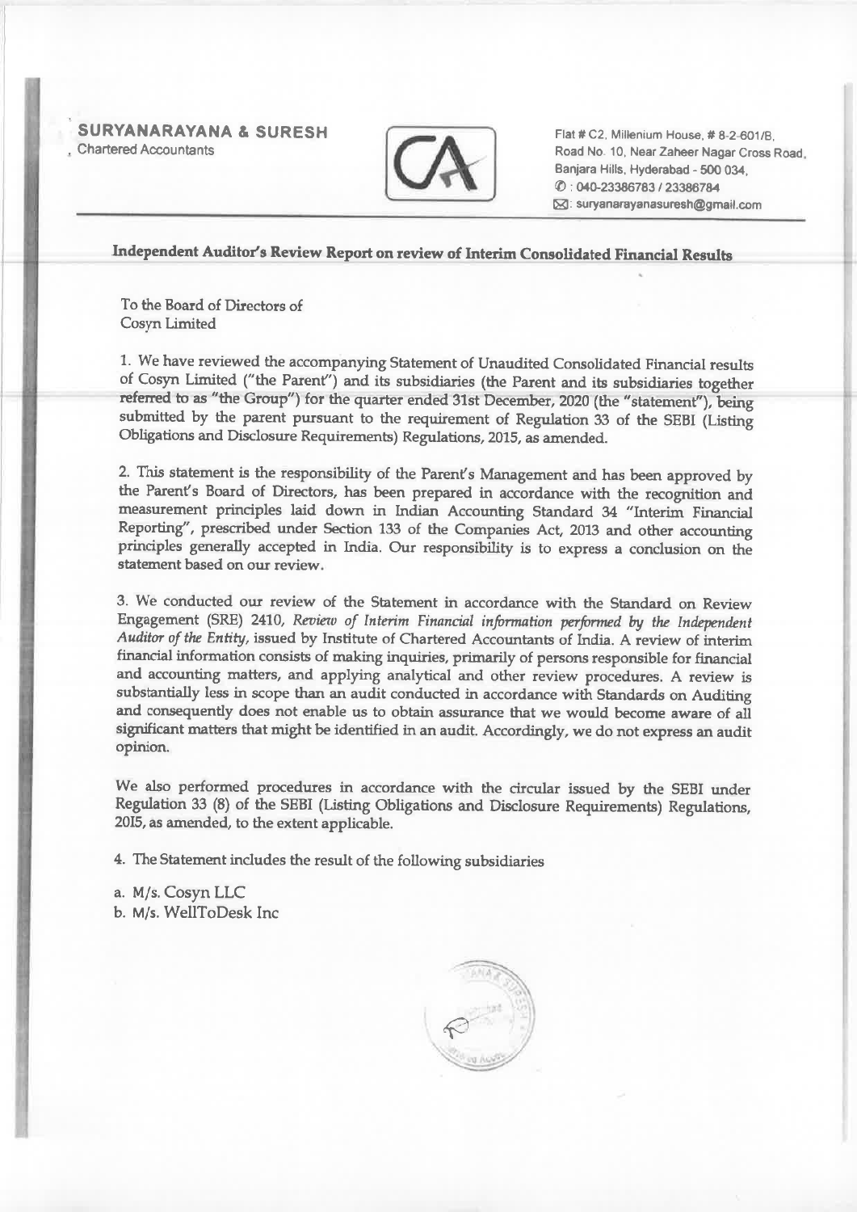**SURYANARAYANA & SURESH**
Chartered Accountants

Flat # C2, Millenium House, # 8-2-601/B,
Road No. 10, Near Zaheer Nagar Cross Road,
Banjara Hills, Hyderabad - 500 034,
✆ : 040-23386783 / 23386784
✉: suryanarayanasuresh@gmail.com

## Independent Auditor's Review Report on review of Interim Consolidated Financial Results

To the Board of Directors of
Cosyn Limited

1. We have reviewed the accompanying Statement of Unaudited Consolidated Financial results of Cosyn Limited ("the Parent") and its subsidiaries (the Parent and its subsidiaries together referred to as "the Group") for the quarter ended 31st December, 2020 (the "statement"), being submitted by the parent pursuant to the requirement of Regulation 33 of the SEBI (Listing Obligations and Disclosure Requirements) Regulations, 2015, as amended.

2. This statement is the responsibility of the Parent's Management and has been approved by the Parent's Board of Directors, has been prepared in accordance with the recognition and measurement principles laid down in Indian Accounting Standard 34 "Interim Financial Reporting", prescribed under Section 133 of the Companies Act, 2013 and other accounting principles generally accepted in India. Our responsibility is to express a conclusion on the statement based on our review.

3. We conducted our review of the Statement in accordance with the Standard on Review Engagement (SRE) 2410, *Review of Interim Financial information performed by the Independent Auditor of the Entity*, issued by Institute of Chartered Accountants of India. A review of interim financial information consists of making inquiries, primarily of persons responsible for financial and accounting matters, and applying analytical and other review procedures. A review is substantially less in scope than an audit conducted in accordance with Standards on Auditing and consequently does not enable us to obtain assurance that we would become aware of all significant matters that might be identified in an audit. Accordingly, we do not express an audit opinion.

We also performed procedures in accordance with the circular issued by the SEBI under Regulation 33 (8) of the SEBI (Listing Obligations and Disclosure Requirements) Regulations, 2015, as amended, to the extent applicable.

4. The Statement includes the result of the following subsidiaries

a. M/s. Cosyn LLC
b. M/s. WellToDesk Inc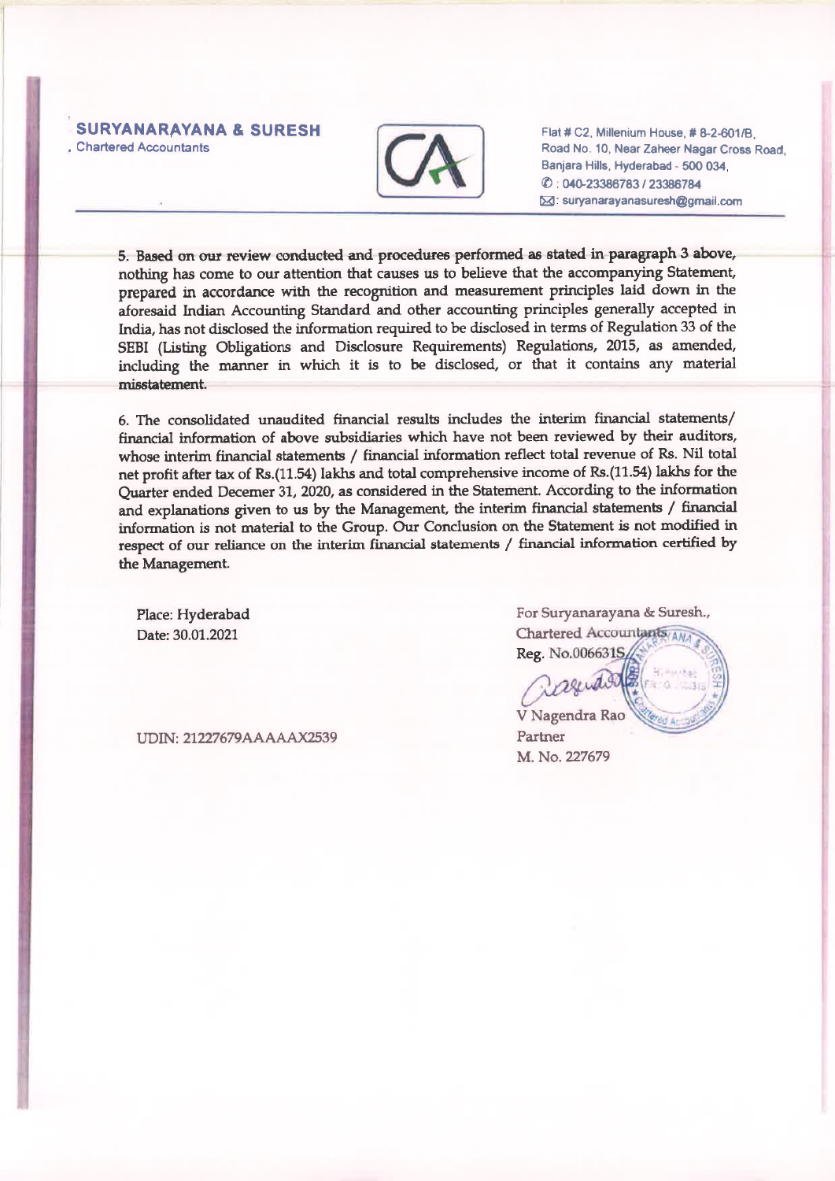**SURYANARAYANA & SURESH**
Chartered Accountants

Flat # C2, Millenium House, # 8-2-601/B,
Road No. 10, Near Zaheer Nagar Cross Road,
Banjara Hills, Hyderabad - 500 034,
✆ : 040-23386783 / 23386784
✉: suryanarayanasuresh@gmail.com

5. Based on our review conducted and procedures performed as stated in paragraph 3 above, nothing has come to our attention that causes us to believe that the accompanying Statement, prepared in accordance with the recognition and measurement principles laid down in the aforesaid Indian Accounting Standard and other accounting principles generally accepted in India, has not disclosed the information required to be disclosed in terms of Regulation 33 of the SEBI (Listing Obligations and Disclosure Requirements) Regulations, 2015, as amended, including the manner in which it is to be disclosed, or that it contains any material misstatement.

6. The consolidated unaudited financial results includes the interim financial statements/ financial information of above subsidiaries which have not been reviewed by their auditors, whose interim financial statements / financial information reflect total revenue of Rs. Nil total net profit after tax of Rs.(11.54) lakhs and total comprehensive income of Rs.(11.54) lakhs for the Quarter ended Decemer 31, 2020, as considered in the Statement. According to the information and explanations given to us by the Management, the interim financial statements / financial information is not material to the Group. Our Conclusion on the Statement is not modified in respect of our reliance on the interim financial statements / financial information certified by the Management.

Place: Hyderabad
Date: 30.01.2021

UDIN: 21227679AAAAAX2539

For Suryanarayana & Suresh.,
Chartered Accountants
Reg. No.006631S

V Nagendra Rao
Partner
M. No. 227679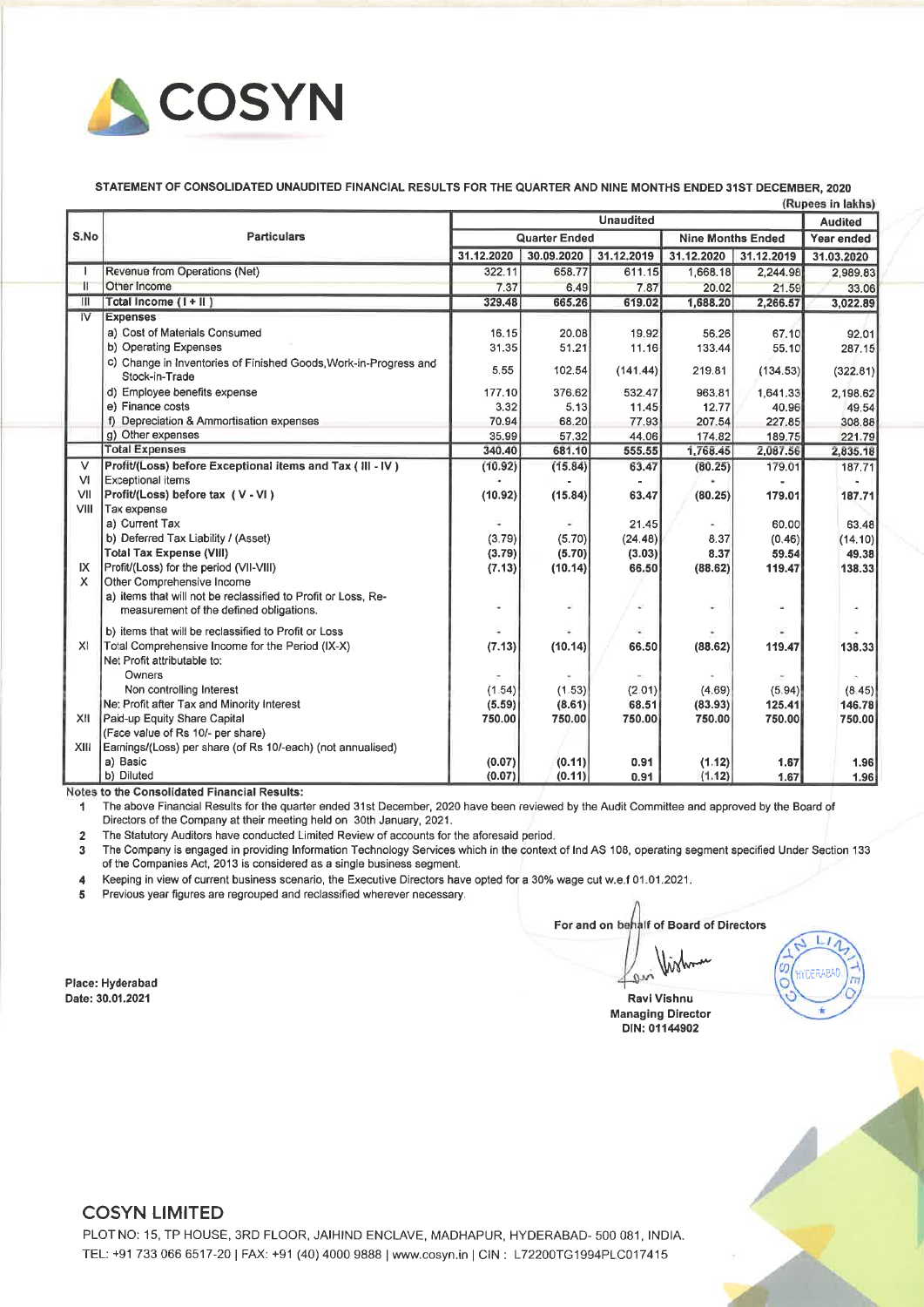COSYN

**STATEMENT OF CONSOLIDATED UNAUDITED FINANCIAL RESULTS FOR THE QUARTER AND NINE MONTHS ENDED 31ST DECEMBER, 2020**

(Rupees in lakhs)

| S.No | Particulars | Unaudited | | | | | Audited |
|---|---|---|---|---|---|---|---|
| | | Quarter Ended | | | Nine Months Ended | | Year ended |
| | | 31.12.2020 | 30.09.2020 | 31.12.2019 | 31.12.2020 | 31.12.2019 | 31.03.2020 |
| I | Revenue from Operations (Net) | 322.11 | 658.77 | 611.15 | 1,668.18 | 2,244.98 | 2,989.83 |
| II | Other Income | 7.37 | 6.49 | 7.87 | 20.02 | 21.59 | 33.06 |
| III | **Total Income ( I + II )** | **329.48** | **665.26** | **619.02** | **1,688.20** | **2,266.57** | **3,022.89** |
| IV | **Expenses** | | | | | | |
| | a) Cost of Materials Consumed | 16.15 | 20.08 | 19.92 | 56.26 | 67.10 | 92.01 |
| | b) Operating Expenses | 31.35 | 51.21 | 11.16 | 133.44 | 55.10 | 287.15 |
| | c) Change in Inventories of Finished Goods,Work-in-Progress and Stock-in-Trade | 5.55 | 102.54 | (141.44) | 219.81 | (134.53) | (322.81) |
| | d) Employee benefits expense | 177.10 | 376.62 | 532.47 | 963.81 | 1,641.33 | 2,198.62 |
| | e) Finance costs | 3.32 | 5.13 | 11.45 | 12.77 | 40.96 | 49.54 |
| | f) Depreciation & Ammortisation expenses | 70.94 | 68.20 | 77.93 | 207.54 | 227.85 | 308.88 |
| | g) Other expenses | 35.99 | 57.32 | 44.06 | 174.82 | 189.75 | 221.79 |
| | **Total Expenses** | **340.40** | **681.10** | **555.55** | **1,768.45** | **2,087.56** | **2,835.18** |
| V | **Profit/(Loss) before Exceptional items and Tax ( III - IV )** | **(10.92)** | **(15.84)** | **63.47** | **(80.25)** | **179.01** | **187.71** |
| VI | Exceptional items | - | - | - | - | - | - |
| VII | **Profit/(Loss) before tax ( V - VI )** | **(10.92)** | **(15.84)** | **63.47** | **(80.25)** | **179.01** | **187.71** |
| VIII | Tax expense | | | | | | |
| | a) Current Tax | - | - | 21.45 | - | 60.00 | 63.48 |
| | b) Deferred Tax Liability / (Asset) | (3.79) | (5.70) | (24.48) | 8.37 | (0.46) | (14.10) |
| | **Total Tax Expense (VIII)** | **(3.79)** | **(5.70)** | **(3.03)** | **8.37** | **59.54** | **49.38** |
| IX | Profit/(Loss) for the period (VII-VIII) | **(7.13)** | **(10.14)** | **66.50** | **(88.62)** | **119.47** | **138.33** |
| X | Other Comprehensive Income | | | | | | |
| | a) items that will not be reclassified to Profit or Loss, Re-measurement of the defined obligations. | - | - | - | - | - | - |
| | b) items that will be reclassified to Profit or Loss | - | - | - | - | - | - |
| XI | Total Comprehensive Income for the Period (IX-X) | **(7.13)** | **(10.14)** | **66.50** | **(88.62)** | **119.47** | **138.33** |
| | Net Profit attributable to: | | | | | | |
| | Owners | - | - | - | - | - | - |
| | Non controlling Interest | (1.54) | (1.53) | (2.01) | (4.69) | (5.94) | (8.45) |
| | Net Profit after Tax and Minority Interest | **(5.59)** | **(8.61)** | **68.51** | **(83.93)** | **125.41** | **146.78** |
| XII | Paid-up Equity Share Capital (Face value of Rs 10/- per share) | **750.00** | **750.00** | **750.00** | **750.00** | **750.00** | **750.00** |
| XIII | Earnings/(Loss) per share (of Rs 10/-each) (not annualised) | | | | | | |
| | a) Basic | **(0.07)** | **(0.11)** | **0.91** | **(1.12)** | **1.67** | **1.96** |
| | b) Diluted | **(0.07)** | **(0.11)** | **0.91** | **(1.12)** | **1.67** | **1.96** |

**Notes to the Consolidated Financial Results:**

1. The above Financial Results for the quarter ended 31st December, 2020 have been reviewed by the Audit Committee and approved by the Board of Directors of the Company at their meeting held on 30th January, 2021.
2. The Statutory Auditors have conducted Limited Review of accounts for the aforesaid period.
3. The Company is engaged in providing Information Technology Services which in the context of Ind AS 108, operating segment specified Under Section 133 of the Companies Act, 2013 is considered as a single business segment.
4. Keeping in view of current business scenario, the Executive Directors have opted for a 30% wage cut w.e.f 01.01.2021.
5. Previous year figures are regrouped and reclassified wherever necessary.

**For and on behalf of Board of Directors**

**Ravi Vishnu**
**Managing Director**
**DIN: 01144902**

**Place: Hyderabad**
**Date: 30.01.2021**

**COSYN LIMITED**

PLOT NO: 15, TP HOUSE, 3RD FLOOR, JAIHIND ENCLAVE, MADHAPUR, HYDERABAD- 500 081, INDIA.
TEL: +91 733 066 6517-20 | FAX: +91 (40) 4000 9888 | www.cosyn.in | CIN : L72200TG1994PLC017415